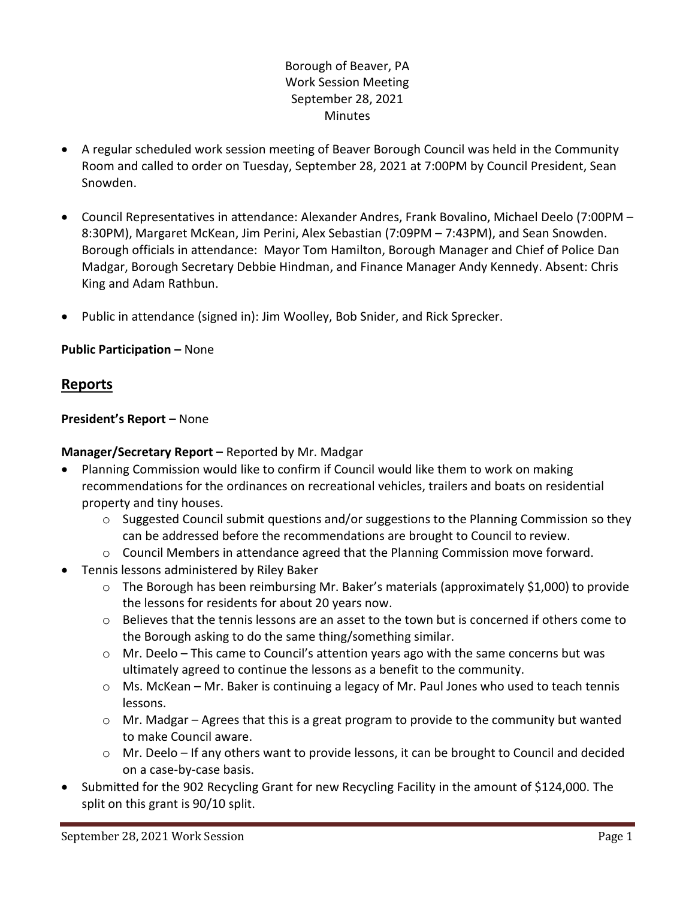Borough of Beaver, PA
Work Session Meeting
September 28, 2021
Minutes

- A regular scheduled work session meeting of Beaver Borough Council was held in the Community Room and called to order on Tuesday, September 28, 2021 at 7:00PM by Council President, Sean Snowden.

- Council Representatives in attendance: Alexander Andres, Frank Bovalino, Michael Deelo (7:00PM – 8:30PM), Margaret McKean, Jim Perini, Alex Sebastian (7:09PM – 7:43PM), and Sean Snowden. Borough officials in attendance: Mayor Tom Hamilton, Borough Manager and Chief of Police Dan Madgar, Borough Secretary Debbie Hindman, and Finance Manager Andy Kennedy. Absent: Chris King and Adam Rathbun.

- Public in attendance (signed in): Jim Woolley, Bob Snider, and Rick Sprecker.

**Public Participation –** None

## Reports

**President's Report –** None

**Manager/Secretary Report –** Reported by Mr. Madgar

- Planning Commission would like to confirm if Council would like them to work on making recommendations for the ordinances on recreational vehicles, trailers and boats on residential property and tiny houses.
  - Suggested Council submit questions and/or suggestions to the Planning Commission so they can be addressed before the recommendations are brought to Council to review.
  - Council Members in attendance agreed that the Planning Commission move forward.
- Tennis lessons administered by Riley Baker
  - The Borough has been reimbursing Mr. Baker's materials (approximately $1,000) to provide the lessons for residents for about 20 years now.
  - Believes that the tennis lessons are an asset to the town but is concerned if others come to the Borough asking to do the same thing/something similar.
  - Mr. Deelo – This came to Council's attention years ago with the same concerns but was ultimately agreed to continue the lessons as a benefit to the community.
  - Ms. McKean – Mr. Baker is continuing a legacy of Mr. Paul Jones who used to teach tennis lessons.
  - Mr. Madgar – Agrees that this is a great program to provide to the community but wanted to make Council aware.
  - Mr. Deelo – If any others want to provide lessons, it can be brought to Council and decided on a case-by-case basis.
- Submitted for the 902 Recycling Grant for new Recycling Facility in the amount of $124,000. The split on this grant is 90/10 split.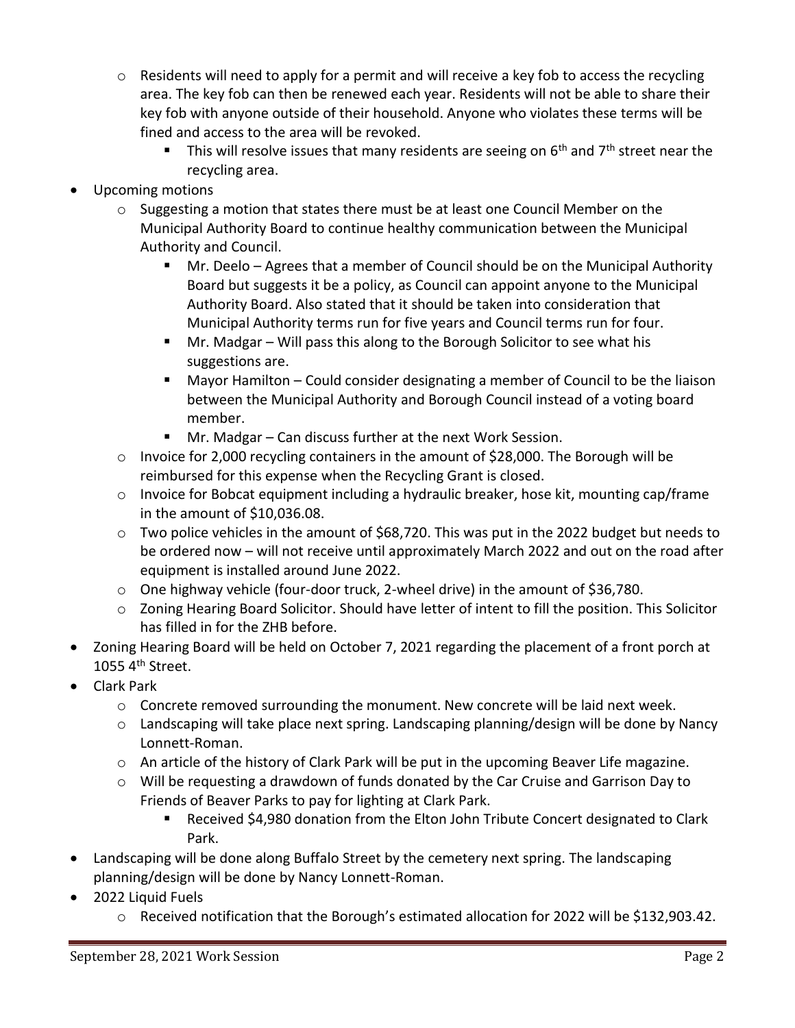- Residents will need to apply for a permit and will receive a key fob to access the recycling area. The key fob can then be renewed each year. Residents will not be able to share their key fob with anyone outside of their household. Anyone who violates these terms will be fined and access to the area will be revoked.
    - This will resolve issues that many residents are seeing on 6th and 7th street near the recycling area.
- Upcoming motions
  - Suggesting a motion that states there must be at least one Council Member on the Municipal Authority Board to continue healthy communication between the Municipal Authority and Council.
    - Mr. Deelo – Agrees that a member of Council should be on the Municipal Authority Board but suggests it be a policy, as Council can appoint anyone to the Municipal Authority Board. Also stated that it should be taken into consideration that Municipal Authority terms run for five years and Council terms run for four.
    - Mr. Madgar – Will pass this along to the Borough Solicitor to see what his suggestions are.
    - Mayor Hamilton – Could consider designating a member of Council to be the liaison between the Municipal Authority and Borough Council instead of a voting board member.
    - Mr. Madgar – Can discuss further at the next Work Session.
  - Invoice for 2,000 recycling containers in the amount of $28,000. The Borough will be reimbursed for this expense when the Recycling Grant is closed.
  - Invoice for Bobcat equipment including a hydraulic breaker, hose kit, mounting cap/frame in the amount of $10,036.08.
  - Two police vehicles in the amount of $68,720. This was put in the 2022 budget but needs to be ordered now – will not receive until approximately March 2022 and out on the road after equipment is installed around June 2022.
  - One highway vehicle (four-door truck, 2-wheel drive) in the amount of $36,780.
  - Zoning Hearing Board Solicitor. Should have letter of intent to fill the position. This Solicitor has filled in for the ZHB before.
- Zoning Hearing Board will be held on October 7, 2021 regarding the placement of a front porch at 1055 4th Street.
- Clark Park
  - Concrete removed surrounding the monument. New concrete will be laid next week.
  - Landscaping will take place next spring. Landscaping planning/design will be done by Nancy Lonnett-Roman.
  - An article of the history of Clark Park will be put in the upcoming Beaver Life magazine.
  - Will be requesting a drawdown of funds donated by the Car Cruise and Garrison Day to Friends of Beaver Parks to pay for lighting at Clark Park.
    - Received $4,980 donation from the Elton John Tribute Concert designated to Clark Park.
- Landscaping will be done along Buffalo Street by the cemetery next spring. The landscaping planning/design will be done by Nancy Lonnett-Roman.
- 2022 Liquid Fuels
  - Received notification that the Borough's estimated allocation for 2022 will be $132,903.42.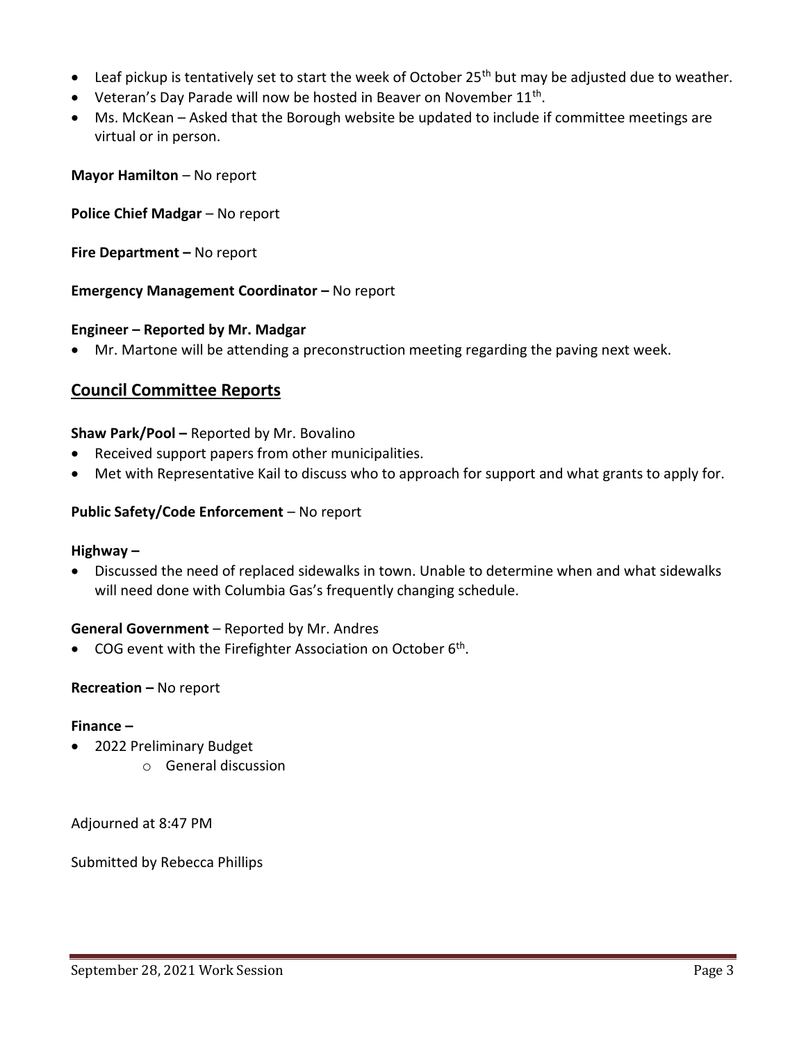- Leaf pickup is tentatively set to start the week of October 25th but may be adjusted due to weather.
- Veteran's Day Parade will now be hosted in Beaver on November 11th.
- Ms. McKean – Asked that the Borough website be updated to include if committee meetings are virtual or in person.

**Mayor Hamilton** – No report

**Police Chief Madgar** – No report

**Fire Department –** No report

**Emergency Management Coordinator –** No report

**Engineer – Reported by Mr. Madgar**

- Mr. Martone will be attending a preconstruction meeting regarding the paving next week.

## Council Committee Reports

**Shaw Park/Pool –** Reported by Mr. Bovalino

- Received support papers from other municipalities.
- Met with Representative Kail to discuss who to approach for support and what grants to apply for.

**Public Safety/Code Enforcement** – No report

**Highway –**

- Discussed the need of replaced sidewalks in town. Unable to determine when and what sidewalks will need done with Columbia Gas's frequently changing schedule.

**General Government** – Reported by Mr. Andres

- COG event with the Firefighter Association on October 6th.

**Recreation –** No report

**Finance –**

- 2022 Preliminary Budget
    - General discussion

Adjourned at 8:47 PM

Submitted by Rebecca Phillips